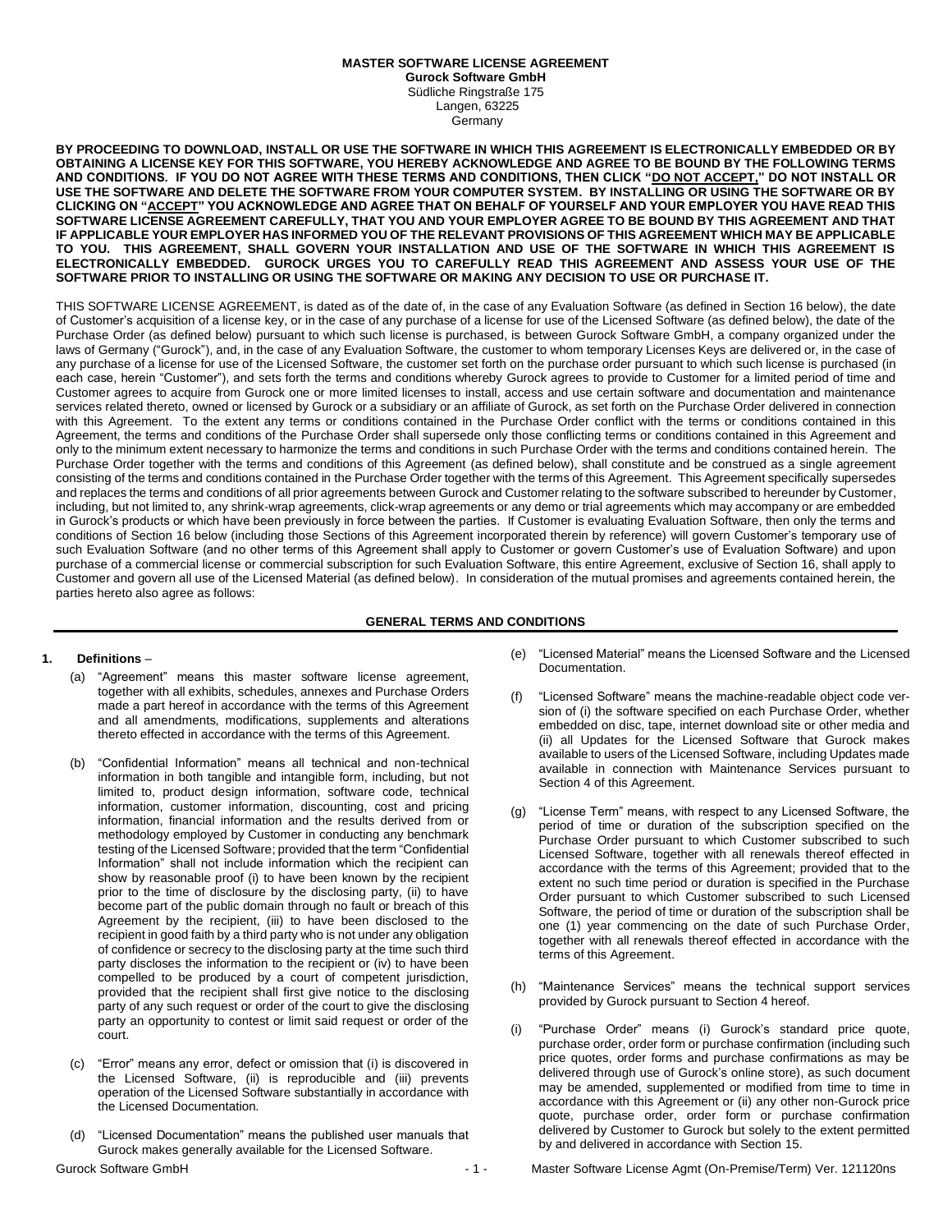**MASTER SOFTWARE LICENSE AGREEMENT**
**Gurock Software GmbH**
Südliche Ringstraße 175
Langen, 63225
Germany

**BY PROCEEDING TO DOWNLOAD, INSTALL OR USE THE SOFTWARE IN WHICH THIS AGREEMENT IS ELECTRONICALLY EMBEDDED OR BY OBTAINING A LICENSE KEY FOR THIS SOFTWARE, YOU HEREBY ACKNOWLEDGE AND AGREE TO BE BOUND BY THE FOLLOWING TERMS AND CONDITIONS. IF YOU DO NOT AGREE WITH THESE TERMS AND CONDITIONS, THEN CLICK "DO NOT ACCEPT," DO NOT INSTALL OR USE THE SOFTWARE AND DELETE THE SOFTWARE FROM YOUR COMPUTER SYSTEM. BY INSTALLING OR USING THE SOFTWARE OR BY CLICKING ON "ACCEPT" YOU ACKNOWLEDGE AND AGREE THAT ON BEHALF OF YOURSELF AND YOUR EMPLOYER YOU HAVE READ THIS SOFTWARE LICENSE AGREEMENT CAREFULLY, THAT YOU AND YOUR EMPLOYER AGREE TO BE BOUND BY THIS AGREEMENT AND THAT IF APPLICABLE YOUR EMPLOYER HAS INFORMED YOU OF THE RELEVANT PROVISIONS OF THIS AGREEMENT WHICH MAY BE APPLICABLE TO YOU. THIS AGREEMENT, SHALL GOVERN YOUR INSTALLATION AND USE OF THE SOFTWARE IN WHICH THIS AGREEMENT IS ELECTRONICALLY EMBEDDED. GUROCK URGES YOU TO CAREFULLY READ THIS AGREEMENT AND ASSESS YOUR USE OF THE SOFTWARE PRIOR TO INSTALLING OR USING THE SOFTWARE OR MAKING ANY DECISION TO USE OR PURCHASE IT.**

THIS SOFTWARE LICENSE AGREEMENT, is dated as of the date of, in the case of any Evaluation Software (as defined in Section 16 below), the date of Customer's acquisition of a license key, or in the case of any purchase of a license for use of the Licensed Software (as defined below), the date of the Purchase Order (as defined below) pursuant to which such license is purchased, is between Gurock Software GmbH, a company organized under the laws of Germany ("Gurock"), and, in the case of any Evaluation Software, the customer to whom temporary Licenses Keys are delivered or, in the case of any purchase of a license for use of the Licensed Software, the customer set forth on the purchase order pursuant to which such license is purchased (in each case, herein "Customer"), and sets forth the terms and conditions whereby Gurock agrees to provide to Customer for a limited period of time and Customer agrees to acquire from Gurock one or more limited licenses to install, access and use certain software and documentation and maintenance services related thereto, owned or licensed by Gurock or a subsidiary or an affiliate of Gurock, as set forth on the Purchase Order delivered in connection with this Agreement. To the extent any terms or conditions contained in the Purchase Order conflict with the terms or conditions contained in this Agreement, the terms and conditions of the Purchase Order shall supersede only those conflicting terms or conditions contained in this Agreement and only to the minimum extent necessary to harmonize the terms and conditions in such Purchase Order with the terms and conditions contained herein. The Purchase Order together with the terms and conditions of this Agreement (as defined below), shall constitute and be construed as a single agreement consisting of the terms and conditions contained in the Purchase Order together with the terms of this Agreement. This Agreement specifically supersedes and replaces the terms and conditions of all prior agreements between Gurock and Customer relating to the software subscribed to hereunder by Customer, including, but not limited to, any shrink-wrap agreements, click-wrap agreements or any demo or trial agreements which may accompany or are embedded in Gurock's products or which have been previously in force between the parties. If Customer is evaluating Evaluation Software, then only the terms and conditions of Section 16 below (including those Sections of this Agreement incorporated therein by reference) will govern Customer's temporary use of such Evaluation Software (and no other terms of this Agreement shall apply to Customer or govern Customer's use of Evaluation Software) and upon purchase of a commercial license or commercial subscription for such Evaluation Software, this entire Agreement, exclusive of Section 16, shall apply to Customer and govern all use of the Licensed Material (as defined below). In consideration of the mutual promises and agreements contained herein, the parties hereto also agree as follows:

## GENERAL TERMS AND CONDITIONS

**1. Definitions** –

(a) "Agreement" means this master software license agreement, together with all exhibits, schedules, annexes and Purchase Orders made a part hereof in accordance with the terms of this Agreement and all amendments, modifications, supplements and alterations thereto effected in accordance with the terms of this Agreement.

(b) "Confidential Information" means all technical and non-technical information in both tangible and intangible form, including, but not limited to, product design information, software code, technical information, customer information, discounting, cost and pricing information, financial information and the results derived from or methodology employed by Customer in conducting any benchmark testing of the Licensed Software; provided that the term "Confidential Information" shall not include information which the recipient can show by reasonable proof (i) to have been known by the recipient prior to the time of disclosure by the disclosing party, (ii) to have become part of the public domain through no fault or breach of this Agreement by the recipient, (iii) to have been disclosed to the recipient in good faith by a third party who is not under any obligation of confidence or secrecy to the disclosing party at the time such third party discloses the information to the recipient or (iv) to have been compelled to be produced by a court of competent jurisdiction, provided that the recipient shall first give notice to the disclosing party of any such request or order of the court to give the disclosing party an opportunity to contest or limit said request or order of the court.

(c) "Error" means any error, defect or omission that (i) is discovered in the Licensed Software, (ii) is reproducible and (iii) prevents operation of the Licensed Software substantially in accordance with the Licensed Documentation.

(d) "Licensed Documentation" means the published user manuals that Gurock makes generally available for the Licensed Software.

(e) "Licensed Material" means the Licensed Software and the Licensed Documentation.

(f) "Licensed Software" means the machine-readable object code version of (i) the software specified on each Purchase Order, whether embedded on disc, tape, internet download site or other media and (ii) all Updates for the Licensed Software that Gurock makes available to users of the Licensed Software, including Updates made available in connection with Maintenance Services pursuant to Section 4 of this Agreement.

(g) "License Term" means, with respect to any Licensed Software, the period of time or duration of the subscription specified on the Purchase Order pursuant to which Customer subscribed to such Licensed Software, together with all renewals thereof effected in accordance with the terms of this Agreement; provided that to the extent no such time period or duration is specified in the Purchase Order pursuant to which Customer subscribed to such Licensed Software, the period of time or duration of the subscription shall be one (1) year commencing on the date of such Purchase Order, together with all renewals thereof effected in accordance with the terms of this Agreement.

(h) "Maintenance Services" means the technical support services provided by Gurock pursuant to Section 4 hereof.

(i) "Purchase Order" means (i) Gurock's standard price quote, purchase order, order form or purchase confirmation (including such price quotes, order forms and purchase confirmations as may be delivered through use of Gurock's online store), as such document may be amended, supplemented or modified from time to time in accordance with this Agreement or (ii) any other non-Gurock price quote, purchase order, order form or purchase confirmation delivered by Customer to Gurock but solely to the extent permitted by and delivered in accordance with Section 15.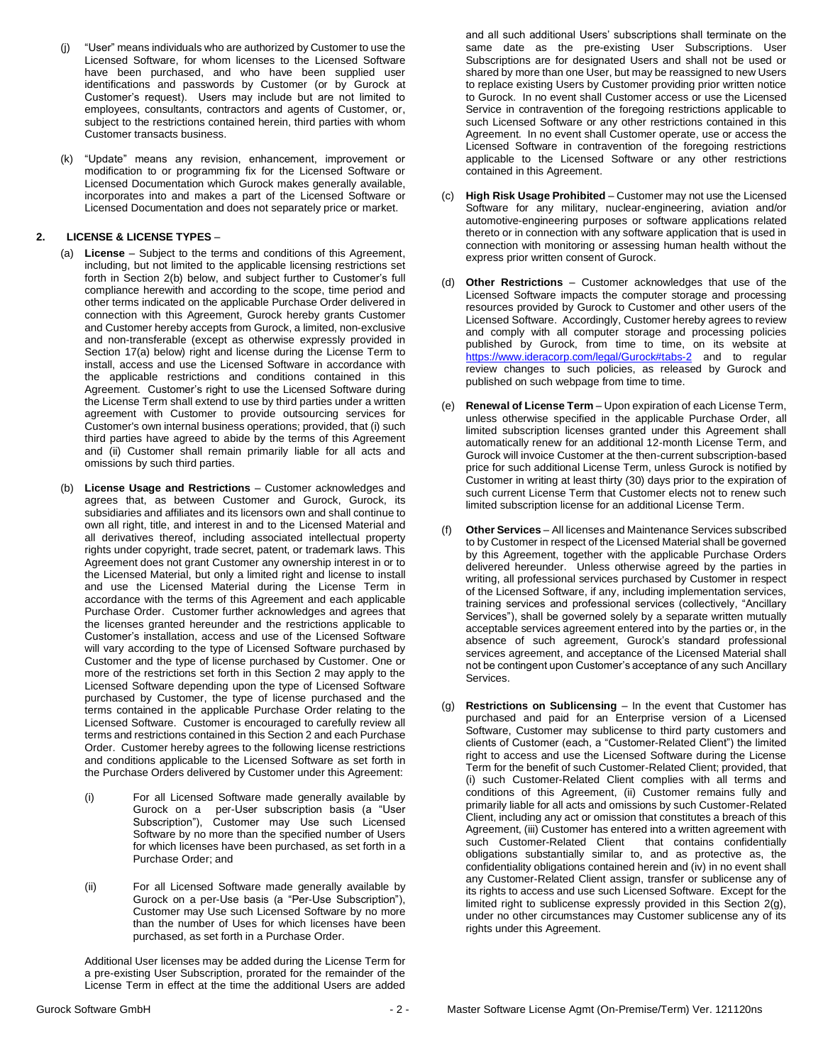(j) "User" means individuals who are authorized by Customer to use the Licensed Software, for whom licenses to the Licensed Software have been purchased, and who have been supplied user identifications and passwords by Customer (or by Gurock at Customer's request). Users may include but are not limited to employees, consultants, contractors and agents of Customer, or, subject to the restrictions contained herein, third parties with whom Customer transacts business.

(k) "Update" means any revision, enhancement, improvement or modification to or programming fix for the Licensed Software or Licensed Documentation which Gurock makes generally available, incorporates into and makes a part of the Licensed Software or Licensed Documentation and does not separately price or market.

## 2. LICENSE & LICENSE TYPES –

(a) **License** – Subject to the terms and conditions of this Agreement, including, but not limited to the applicable licensing restrictions set forth in Section 2(b) below, and subject further to Customer's full compliance herewith and according to the scope, time period and other terms indicated on the applicable Purchase Order delivered in connection with this Agreement, Gurock hereby grants Customer and Customer hereby accepts from Gurock, a limited, non-exclusive and non-transferable (except as otherwise expressly provided in Section 17(a) below) right and license during the License Term to install, access and use the Licensed Software in accordance with the applicable restrictions and conditions contained in this Agreement. Customer's right to use the Licensed Software during the License Term shall extend to use by third parties under a written agreement with Customer to provide outsourcing services for Customer's own internal business operations; provided, that (i) such third parties have agreed to abide by the terms of this Agreement and (ii) Customer shall remain primarily liable for all acts and omissions by such third parties.

(b) **License Usage and Restrictions** – Customer acknowledges and agrees that, as between Customer and Gurock, Gurock, its subsidiaries and affiliates and its licensors own and shall continue to own all right, title, and interest in and to the Licensed Material and all derivatives thereof, including associated intellectual property rights under copyright, trade secret, patent, or trademark laws. This Agreement does not grant Customer any ownership interest in or to the Licensed Material, but only a limited right and license to install and use the Licensed Material during the License Term in accordance with the terms of this Agreement and each applicable Purchase Order. Customer further acknowledges and agrees that the licenses granted hereunder and the restrictions applicable to Customer's installation, access and use of the Licensed Software will vary according to the type of Licensed Software purchased by Customer and the type of license purchased by Customer. One or more of the restrictions set forth in this Section 2 may apply to the Licensed Software depending upon the type of Licensed Software purchased by Customer, the type of license purchased and the terms contained in the applicable Purchase Order relating to the Licensed Software. Customer is encouraged to carefully review all terms and restrictions contained in this Section 2 and each Purchase Order. Customer hereby agrees to the following license restrictions and conditions applicable to the Licensed Software as set forth in the Purchase Orders delivered by Customer under this Agreement:

(i) For all Licensed Software made generally available by Gurock on a per-User subscription basis (a "User Subscription"), Customer may Use such Licensed Software by no more than the specified number of Users for which licenses have been purchased, as set forth in a Purchase Order; and

(ii) For all Licensed Software made generally available by Gurock on a per-Use basis (a "Per-Use Subscription"), Customer may Use such Licensed Software by no more than the number of Uses for which licenses have been purchased, as set forth in a Purchase Order.

Additional User licenses may be added during the License Term for a pre-existing User Subscription, prorated for the remainder of the License Term in effect at the time the additional Users are added and all such additional Users' subscriptions shall terminate on the same date as the pre-existing User Subscriptions. User Subscriptions are for designated Users and shall not be used or shared by more than one User, but may be reassigned to new Users to replace existing Users by Customer providing prior written notice to Gurock. In no event shall Customer access or use the Licensed Service in contravention of the foregoing restrictions applicable to such Licensed Software or any other restrictions contained in this Agreement. In no event shall Customer operate, use or access the Licensed Software in contravention of the foregoing restrictions applicable to the Licensed Software or any other restrictions contained in this Agreement.

(c) **High Risk Usage Prohibited** – Customer may not use the Licensed Software for any military, nuclear-engineering, aviation and/or automotive-engineering purposes or software applications related thereto or in connection with any software application that is used in connection with monitoring or assessing human health without the express prior written consent of Gurock.

(d) **Other Restrictions** – Customer acknowledges that use of the Licensed Software impacts the computer storage and processing resources provided by Gurock to Customer and other users of the Licensed Software. Accordingly, Customer hereby agrees to review and comply with all computer storage and processing policies published by Gurock, from time to time, on its website at https://www.ideracorp.com/legal/Gurock#tabs-2 and to regular review changes to such policies, as released by Gurock and published on such webpage from time to time.

(e) **Renewal of License Term** – Upon expiration of each License Term, unless otherwise specified in the applicable Purchase Order, all limited subscription licenses granted under this Agreement shall automatically renew for an additional 12-month License Term, and Gurock will invoice Customer at the then-current subscription-based price for such additional License Term, unless Gurock is notified by Customer in writing at least thirty (30) days prior to the expiration of such current License Term that Customer elects not to renew such limited subscription license for an additional License Term.

(f) **Other Services** – All licenses and Maintenance Services subscribed to by Customer in respect of the Licensed Material shall be governed by this Agreement, together with the applicable Purchase Orders delivered hereunder. Unless otherwise agreed by the parties in writing, all professional services purchased by Customer in respect of the Licensed Software, if any, including implementation services, training services and professional services (collectively, "Ancillary Services"), shall be governed solely by a separate written mutually acceptable services agreement entered into by the parties or, in the absence of such agreement, Gurock's standard professional services agreement, and acceptance of the Licensed Material shall not be contingent upon Customer's acceptance of any such Ancillary Services.

(g) **Restrictions on Sublicensing** – In the event that Customer has purchased and paid for an Enterprise version of a Licensed Software, Customer may sublicense to third party customers and clients of Customer (each, a "Customer-Related Client") the limited right to access and use the Licensed Software during the License Term for the benefit of such Customer-Related Client; provided, that (i) such Customer-Related Client complies with all terms and conditions of this Agreement, (ii) Customer remains fully and primarily liable for all acts and omissions by such Customer-Related Client, including any act or omission that constitutes a breach of this Agreement, (iii) Customer has entered into a written agreement with such Customer-Related Client that contains confidentially obligations substantially similar to, and as protective as, the confidentiality obligations contained herein and (iv) in no event shall any Customer-Related Client assign, transfer or sublicense any of its rights to access and use such Licensed Software. Except for the limited right to sublicense expressly provided in this Section 2(g), under no other circumstances may Customer sublicense any of its rights under this Agreement.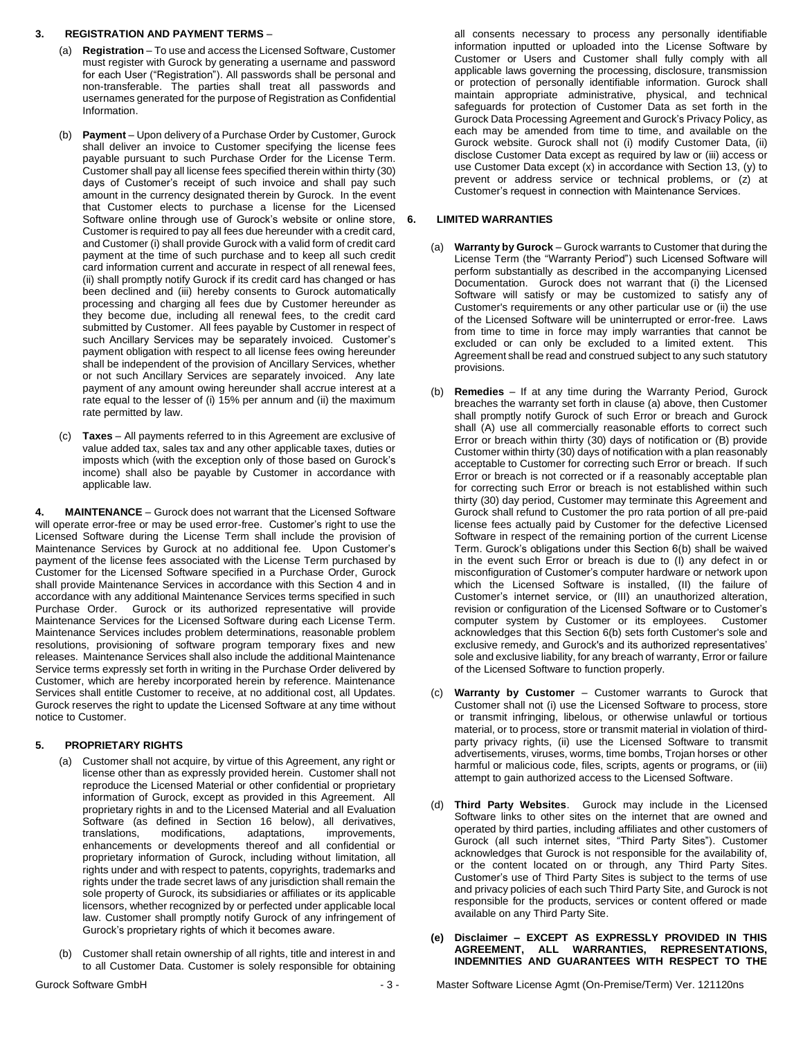**3. REGISTRATION AND PAYMENT TERMS** –

(a) **Registration** – To use and access the Licensed Software, Customer must register with Gurock by generating a username and password for each User ("Registration"). All passwords shall be personal and non-transferable. The parties shall treat all passwords and usernames generated for the purpose of Registration as Confidential Information.

(b) **Payment** – Upon delivery of a Purchase Order by Customer, Gurock shall deliver an invoice to Customer specifying the license fees payable pursuant to such Purchase Order for the License Term. Customer shall pay all license fees specified therein within thirty (30) days of Customer's receipt of such invoice and shall pay such amount in the currency designated therein by Gurock. In the event that Customer elects to purchase a license for the Licensed Software online through use of Gurock's website or online store, Customer is required to pay all fees due hereunder with a credit card, and Customer (i) shall provide Gurock with a valid form of credit card payment at the time of such purchase and to keep all such credit card information current and accurate in respect of all renewal fees, (ii) shall promptly notify Gurock if its credit card has changed or has been declined and (iii) hereby consents to Gurock automatically processing and charging all fees due by Customer hereunder as they become due, including all renewal fees, to the credit card submitted by Customer. All fees payable by Customer in respect of such Ancillary Services may be separately invoiced. Customer's payment obligation with respect to all license fees owing hereunder shall be independent of the provision of Ancillary Services, whether or not such Ancillary Services are separately invoiced. Any late payment of any amount owing hereunder shall accrue interest at a rate equal to the lesser of (i) 15% per annum and (ii) the maximum rate permitted by law.

(c) **Taxes** – All payments referred to in this Agreement are exclusive of value added tax, sales tax and any other applicable taxes, duties or imposts which (with the exception only of those based on Gurock's income) shall also be payable by Customer in accordance with applicable law.

**4. MAINTENANCE** – Gurock does not warrant that the Licensed Software will operate error-free or may be used error-free. Customer's right to use the Licensed Software during the License Term shall include the provision of Maintenance Services by Gurock at no additional fee. Upon Customer's payment of the license fees associated with the License Term purchased by Customer for the Licensed Software specified in a Purchase Order, Gurock shall provide Maintenance Services in accordance with this Section 4 and in accordance with any additional Maintenance Services terms specified in such Purchase Order. Gurock or its authorized representative will provide Maintenance Services for the Licensed Software during each License Term. Maintenance Services includes problem determinations, reasonable problem resolutions, provisioning of software program temporary fixes and new releases. Maintenance Services shall also include the additional Maintenance Service terms expressly set forth in writing in the Purchase Order delivered by Customer, which are hereby incorporated herein by reference. Maintenance Services shall entitle Customer to receive, at no additional cost, all Updates. Gurock reserves the right to update the Licensed Software at any time without notice to Customer.

**5. PROPRIETARY RIGHTS**

(a) Customer shall not acquire, by virtue of this Agreement, any right or license other than as expressly provided herein. Customer shall not reproduce the Licensed Material or other confidential or proprietary information of Gurock, except as provided in this Agreement. All proprietary rights in and to the Licensed Material and all Evaluation Software (as defined in Section 16 below), all derivatives, translations, modifications, adaptations, improvements, enhancements or developments thereof and all confidential or proprietary information of Gurock, including without limitation, all rights under and with respect to patents, copyrights, trademarks and rights under the trade secret laws of any jurisdiction shall remain the sole property of Gurock, its subsidiaries or affiliates or its applicable licensors, whether recognized by or perfected under applicable local law. Customer shall promptly notify Gurock of any infringement of Gurock's proprietary rights of which it becomes aware.

(b) Customer shall retain ownership of all rights, title and interest in and to all Customer Data. Customer is solely responsible for obtaining all consents necessary to process any personally identifiable information inputted or uploaded into the License Software by Customer or Users and Customer shall fully comply with all applicable laws governing the processing, disclosure, transmission or protection of personally identifiable information. Gurock shall maintain appropriate administrative, physical, and technical safeguards for protection of Customer Data as set forth in the Gurock Data Processing Agreement and Gurock's Privacy Policy, as each may be amended from time to time, and available on the Gurock website. Gurock shall not (i) modify Customer Data, (ii) disclose Customer Data except as required by law or (iii) access or use Customer Data except (x) in accordance with Section 13, (y) to prevent or address service or technical problems, or (z) at Customer's request in connection with Maintenance Services.

**6. LIMITED WARRANTIES**

(a) **Warranty by Gurock** – Gurock warrants to Customer that during the License Term (the "Warranty Period") such Licensed Software will perform substantially as described in the accompanying Licensed Documentation. Gurock does not warrant that (i) the Licensed Software will satisfy or may be customized to satisfy any of Customer's requirements or any other particular use or (ii) the use of the Licensed Software will be uninterrupted or error-free. Laws from time to time in force may imply warranties that cannot be excluded or can only be excluded to a limited extent. This Agreement shall be read and construed subject to any such statutory provisions.

(b) **Remedies** – If at any time during the Warranty Period, Gurock breaches the warranty set forth in clause (a) above, then Customer shall promptly notify Gurock of such Error or breach and Gurock shall (A) use all commercially reasonable efforts to correct such Error or breach within thirty (30) days of notification or (B) provide Customer within thirty (30) days of notification with a plan reasonably acceptable to Customer for correcting such Error or breach. If such Error or breach is not corrected or if a reasonably acceptable plan for correcting such Error or breach is not established within such thirty (30) day period, Customer may terminate this Agreement and Gurock shall refund to Customer the pro rata portion of all pre-paid license fees actually paid by Customer for the defective Licensed Software in respect of the remaining portion of the current License Term. Gurock's obligations under this Section 6(b) shall be waived in the event such Error or breach is due to (I) any defect in or misconfiguration of Customer's computer hardware or network upon which the Licensed Software is installed, (II) the failure of Customer's internet service, or (III) an unauthorized alteration, revision or configuration of the Licensed Software or to Customer's computer system by Customer or its employees. Customer acknowledges that this Section 6(b) sets forth Customer's sole and exclusive remedy, and Gurock's and its authorized representatives' sole and exclusive liability, for any breach of warranty, Error or failure of the Licensed Software to function properly.

(c) **Warranty by Customer** – Customer warrants to Gurock that Customer shall not (i) use the Licensed Software to process, store or transmit infringing, libelous, or otherwise unlawful or tortious material, or to process, store or transmit material in violation of third-party privacy rights, (ii) use the Licensed Software to transmit advertisements, viruses, worms, time bombs, Trojan horses or other harmful or malicious code, files, scripts, agents or programs, or (iii) attempt to gain authorized access to the Licensed Software.

(d) **Third Party Websites**. Gurock may include in the Licensed Software links to other sites on the internet that are owned and operated by third parties, including affiliates and other customers of Gurock (all such internet sites, "Third Party Sites"). Customer acknowledges that Gurock is not responsible for the availability of, or the content located on or through, any Third Party Sites. Customer's use of Third Party Sites is subject to the terms of use and privacy policies of each such Third Party Site, and Gurock is not responsible for the products, services or content offered or made available on any Third Party Site.

**(e) Disclaimer – EXCEPT AS EXPRESSLY PROVIDED IN THIS AGREEMENT, ALL WARRANTIES, REPRESENTATIONS, INDEMNITIES AND GUARANTEES WITH RESPECT TO THE**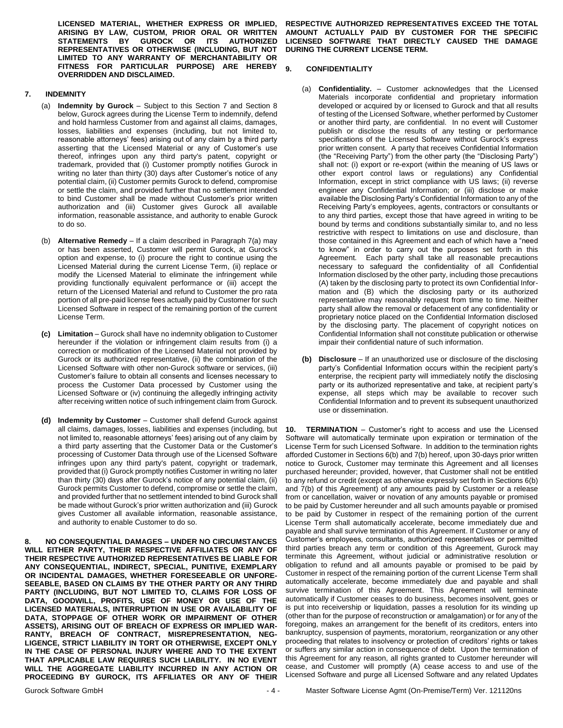**LICENSED MATERIAL, WHETHER EXPRESS OR IMPLIED, ARISING BY LAW, CUSTOM, PRIOR ORAL OR WRITTEN STATEMENTS BY GUROCK OR ITS AUTHORIZED REPRESENTATIVES OR OTHERWISE (INCLUDING, BUT NOT LIMITED TO ANY WARRANTY OF MERCHANTABILITY OR FITNESS FOR PARTICULAR PURPOSE) ARE HEREBY OVERRIDDEN AND DISCLAIMED.**

## 7. INDEMNITY

(a) **Indemnity by Gurock** – Subject to this Section 7 and Section 8 below, Gurock agrees during the License Term to indemnify, defend and hold harmless Customer from and against all claims, damages, losses, liabilities and expenses (including, but not limited to, reasonable attorneys' fees) arising out of any claim by a third party asserting that the Licensed Material or any of Customer's use thereof, infringes upon any third party's patent, copyright or trademark, provided that (i) Customer promptly notifies Gurock in writing no later than thirty (30) days after Customer's notice of any potential claim, (ii) Customer permits Gurock to defend, compromise or settle the claim, and provided further that no settlement intended to bind Customer shall be made without Customer's prior written authorization and (iii) Customer gives Gurock all available information, reasonable assistance, and authority to enable Gurock to do so.

(b) **Alternative Remedy** – If a claim described in Paragraph 7(a) may or has been asserted, Customer will permit Gurock, at Gurock's option and expense, to (i) procure the right to continue using the Licensed Material during the current License Term, (ii) replace or modify the Licensed Material to eliminate the infringement while providing functionally equivalent performance or (iii) accept the return of the Licensed Material and refund to Customer the pro rata portion of all pre-paid license fees actually paid by Customer for such Licensed Software in respect of the remaining portion of the current License Term.

**(c) Limitation** – Gurock shall have no indemnity obligation to Customer hereunder if the violation or infringement claim results from (i) a correction or modification of the Licensed Material not provided by Gurock or its authorized representative, (ii) the combination of the Licensed Software with other non-Gurock software or services, (iii) Customer's failure to obtain all consents and licenses necessary to process the Customer Data processed by Customer using the Licensed Software or (iv) continuing the allegedly infringing activity after receiving written notice of such infringement claim from Gurock.

**(d) Indemnity by Customer** – Customer shall defend Gurock against all claims, damages, losses, liabilities and expenses (including, but not limited to, reasonable attorneys' fees) arising out of any claim by a third party asserting that the Customer Data or the Customer's processing of Customer Data through use of the Licensed Software infringes upon any third party's patent, copyright or trademark, provided that (i) Gurock promptly notifies Customer in writing no later than thirty (30) days after Gurock's notice of any potential claim, (ii) Gurock permits Customer to defend, compromise or settle the claim, and provided further that no settlement intended to bind Gurock shall be made without Gurock's prior written authorization and (iii) Gurock gives Customer all available information, reasonable assistance, and authority to enable Customer to do so.

**8. NO CONSEQUENTIAL DAMAGES – UNDER NO CIRCUMSTANCES WILL EITHER PARTY, THEIR RESPECTIVE AFFILIATES OR ANY OF THEIR RESPECTIVE AUTHORIZED REPRESENTATIVES BE LIABLE FOR ANY CONSEQUENTIAL, INDIRECT, SPECIAL, PUNITIVE, EXEMPLARY OR INCIDENTAL DAMAGES, WHETHER FORESEEABLE OR UNFORESEEABLE, BASED ON CLAIMS BY THE OTHER PARTY OR ANY THIRD PARTY (INCLUDING, BUT NOT LIMITED TO, CLAIMS FOR LOSS OF DATA, GOODWILL, PROFITS, USE OF MONEY OR USE OF THE LICENSED MATERIALS, INTERRUPTION IN USE OR AVAILABILITY OF DATA, STOPPAGE OF OTHER WORK OR IMPAIRMENT OF OTHER ASSETS), ARISING OUT OF BREACH OF EXPRESS OR IMPLIED WARRANTY, BREACH OF CONTRACT, MISREPRESENTATION, NEGLIGENCE, STRICT LIABILITY IN TORT OR OTHERWISE, EXCEPT ONLY IN THE CASE OF PERSONAL INJURY WHERE AND TO THE EXTENT THAT APPLICABLE LAW REQUIRES SUCH LIABILITY. IN NO EVENT WILL THE AGGREGATE LIABILITY INCURRED IN ANY ACTION OR PROCEEDING BY GUROCK, ITS AFFILIATES OR ANY OF THEIR RESPECTIVE AUTHORIZED REPRESENTATIVES EXCEED THE TOTAL AMOUNT ACTUALLY PAID BY CUSTOMER FOR THE SPECIFIC LICENSED SOFTWARE THAT DIRECTLY CAUSED THE DAMAGE DURING THE CURRENT LICENSE TERM.**

## 9. CONFIDENTIALITY

(a) **Confidentiality.** – Customer acknowledges that the Licensed Materials incorporate confidential and proprietary information developed or acquired by or licensed to Gurock and that all results of testing of the Licensed Software, whether performed by Customer or another third party, are confidential. In no event will Customer publish or disclose the results of any testing or performance specifications of the Licensed Software without Gurock's express prior written consent. A party that receives Confidential Information (the "Receiving Party") from the other party (the "Disclosing Party") shall not: (i) export or re-export (within the meaning of US laws or other export control laws or regulations) any Confidential Information, except in strict compliance with US laws; (ii) reverse engineer any Confidential Information; or (iii) disclose or make available the Disclosing Party's Confidential Information to any of the Receiving Party's employees, agents, contractors or consultants or to any third parties, except those that have agreed in writing to be bound by terms and conditions substantially similar to, and no less restrictive with respect to limitations on use and disclosure, than those contained in this Agreement and each of which have a "need to know" in order to carry out the purposes set forth in this Agreement. Each party shall take all reasonable precautions necessary to safeguard the confidentiality of all Confidential Information disclosed by the other party, including those precautions (A) taken by the disclosing party to protect its own Confidential Information and (B) which the disclosing party or its authorized representative may reasonably request from time to time. Neither party shall allow the removal or defacement of any confidentiality or proprietary notice placed on the Confidential Information disclosed by the disclosing party. The placement of copyright notices on Confidential Information shall not constitute publication or otherwise impair their confidential nature of such information.

**(b) Disclosure** – If an unauthorized use or disclosure of the disclosing party's Confidential Information occurs within the recipient party's enterprise, the recipient party will immediately notify the disclosing party or its authorized representative and take, at recipient party's expense, all steps which may be available to recover such Confidential Information and to prevent its subsequent unauthorized use or dissemination.

**10. TERMINATION** – Customer's right to access and use the Licensed Software will automatically terminate upon expiration or termination of the License Term for such Licensed Software. In addition to the termination rights afforded Customer in Sections 6(b) and 7(b) hereof, upon 30-days prior written notice to Gurock, Customer may terminate this Agreement and all licenses purchased hereunder; provided, however, that Customer shall not be entitled to any refund or credit (except as otherwise expressly set forth in Sections 6(b) and 7(b) of this Agreement) of any amounts paid by Customer or a release from or cancellation, waiver or novation of any amounts payable or promised to be paid by Customer hereunder and all such amounts payable or promised to be paid by Customer in respect of the remaining portion of the current License Term shall automatically accelerate, become immediately due and payable and shall survive termination of this Agreement. If Customer or any of Customer's employees, consultants, authorized representatives or permitted third parties breach any term or condition of this Agreement, Gurock may terminate this Agreement, without judicial or administrative resolution or obligation to refund and all amounts payable or promised to be paid by Customer in respect of the remaining portion of the current License Term shall automatically accelerate, become immediately due and payable and shall survive termination of this Agreement. This Agreement will terminate automatically if Customer ceases to do business, becomes insolvent, goes or is put into receivership or liquidation, passes a resolution for its winding up (other than for the purpose of reconstruction or amalgamation) or for any of the foregoing, makes an arrangement for the benefit of its creditors, enters into bankruptcy, suspension of payments, moratorium, reorganization or any other proceeding that relates to insolvency or protection of creditors' rights or takes or suffers any similar action in consequence of debt. Upon the termination of this Agreement for any reason, all rights granted to Customer hereunder will cease, and Customer will promptly (A) cease access to and use of the Licensed Software and purge all Licensed Software and any related Updates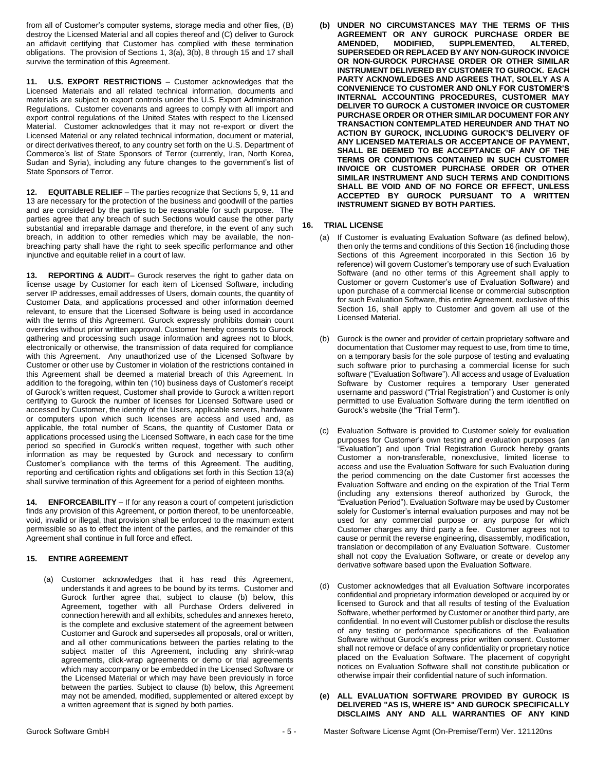from all of Customer's computer systems, storage media and other files, (B) destroy the Licensed Material and all copies thereof and (C) deliver to Gurock an affidavit certifying that Customer has complied with these termination obligations. The provision of Sections 1, 3(a), 3(b), 8 through 15 and 17 shall survive the termination of this Agreement.

**11. U.S. EXPORT RESTRICTIONS** – Customer acknowledges that the Licensed Materials and all related technical information, documents and materials are subject to export controls under the U.S. Export Administration Regulations. Customer covenants and agrees to comply with all import and export control regulations of the United States with respect to the Licensed Material. Customer acknowledges that it may not re-export or divert the Licensed Material or any related technical information, document or material, or direct derivatives thereof, to any country set forth on the U.S. Department of Commerce's list of State Sponsors of Terror (currently, Iran, North Korea, Sudan and Syria), including any future changes to the government's list of State Sponsors of Terror.

**12. EQUITABLE RELIEF** – The parties recognize that Sections 5, 9, 11 and 13 are necessary for the protection of the business and goodwill of the parties and are considered by the parties to be reasonable for such purpose. The parties agree that any breach of such Sections would cause the other party substantial and irreparable damage and therefore, in the event of any such breach, in addition to other remedies which may be available, the non-breaching party shall have the right to seek specific performance and other injunctive and equitable relief in a court of law.

**13. REPORTING & AUDIT**– Gurock reserves the right to gather data on license usage by Customer for each item of Licensed Software, including server IP addresses, email addresses of Users, domain counts, the quantity of Customer Data, and applications processed and other information deemed relevant, to ensure that the Licensed Software is being used in accordance with the terms of this Agreement. Gurock expressly prohibits domain count overrides without prior written approval. Customer hereby consents to Gurock gathering and processing such usage information and agrees not to block, electronically or otherwise, the transmission of data required for compliance with this Agreement. Any unauthorized use of the Licensed Software by Customer or other use by Customer in violation of the restrictions contained in this Agreement shall be deemed a material breach of this Agreement. In addition to the foregoing, within ten (10) business days of Customer's receipt of Gurock's written request, Customer shall provide to Gurock a written report certifying to Gurock the number of licenses for Licensed Software used or accessed by Customer, the identity of the Users, applicable servers, hardware or computers upon which such licenses are access and used and, as applicable, the total number of Scans, the quantity of Customer Data or applications processed using the Licensed Software, in each case for the time period so specified in Gurock's written request, together with such other information as may be requested by Gurock and necessary to confirm Customer's compliance with the terms of this Agreement. The auditing, reporting and certification rights and obligations set forth in this Section 13(a) shall survive termination of this Agreement for a period of eighteen months.

**14. ENFORCEABILITY** – If for any reason a court of competent jurisdiction finds any provision of this Agreement, or portion thereof, to be unenforceable, void, invalid or illegal, that provision shall be enforced to the maximum extent permissible so as to effect the intent of the parties, and the remainder of this Agreement shall continue in full force and effect.

**15. ENTIRE AGREEMENT**

(a) Customer acknowledges that it has read this Agreement, understands it and agrees to be bound by its terms. Customer and Gurock further agree that, subject to clause (b) below, this Agreement, together with all Purchase Orders delivered in connection herewith and all exhibits, schedules and annexes hereto, is the complete and exclusive statement of the agreement between Customer and Gurock and supersedes all proposals, oral or written, and all other communications between the parties relating to the subject matter of this Agreement, including any shrink-wrap agreements, click-wrap agreements or demo or trial agreements which may accompany or be embedded in the Licensed Software or the Licensed Material or which may have been previously in force between the parties. Subject to clause (b) below, this Agreement may not be amended, modified, supplemented or altered except by a written agreement that is signed by both parties.

**(b) UNDER NO CIRCUMSTANCES MAY THE TERMS OF THIS AGREEMENT OR ANY GUROCK PURCHASE ORDER BE AMENDED, MODIFIED, SUPPLEMENTED, ALTERED, SUPERSEDED OR REPLACED BY ANY NON-GUROCK INVOICE OR NON-GUROCK PURCHASE ORDER OR OTHER SIMILAR INSTRUMENT DELIVERED BY CUSTOMER TO GUROCK. EACH PARTY ACKNOWLEDGES AND AGREES THAT, SOLELY AS A CONVENIENCE TO CUSTOMER AND ONLY FOR CUSTOMER'S INTERNAL ACCOUNTING PROCEDURES, CUSTOMER MAY DELIVER TO GUROCK A CUSTOMER INVOICE OR CUSTOMER PURCHASE ORDER OR OTHER SIMILAR DOCUMENT FOR ANY TRANSACTION CONTEMPLATED HEREUNDER AND THAT NO ACTION BY GUROCK, INCLUDING GUROCK'S DELIVERY OF ANY LICENSED MATERIALS OR ACCEPTANCE OF PAYMENT, SHALL BE DEEMED TO BE ACCEPTANCE OF ANY OF THE TERMS OR CONDITIONS CONTAINED IN SUCH CUSTOMER INVOICE OR CUSTOMER PURCHASE ORDER OR OTHER SIMILAR INSTRUMENT AND SUCH TERMS AND CONDITIONS SHALL BE VOID AND OF NO FORCE OR EFFECT, UNLESS ACCEPTED BY GUROCK PURSUANT TO A WRITTEN INSTRUMENT SIGNED BY BOTH PARTIES.**

**16. TRIAL LICENSE**

(a) If Customer is evaluating Evaluation Software (as defined below), then only the terms and conditions of this Section 16 (including those Sections of this Agreement incorporated in this Section 16 by reference) will govern Customer's temporary use of such Evaluation Software (and no other terms of this Agreement shall apply to Customer or govern Customer's use of Evaluation Software) and upon purchase of a commercial license or commercial subscription for such Evaluation Software, this entire Agreement, exclusive of this Section 16, shall apply to Customer and govern all use of the Licensed Material.

(b) Gurock is the owner and provider of certain proprietary software and documentation that Customer may request to use, from time to time, on a temporary basis for the sole purpose of testing and evaluating such software prior to purchasing a commercial license for such software ("Evaluation Software"). All access and usage of Evaluation Software by Customer requires a temporary User generated username and password ("Trial Registration") and Customer is only permitted to use Evaluation Software during the term identified on Gurock's website (the "Trial Term").

(c) Evaluation Software is provided to Customer solely for evaluation purposes for Customer's own testing and evaluation purposes (an "Evaluation") and upon Trial Registration Gurock hereby grants Customer a non-transferable, nonexclusive, limited license to access and use the Evaluation Software for such Evaluation during the period commencing on the date Customer first accesses the Evaluation Software and ending on the expiration of the Trial Term (including any extensions thereof authorized by Gurock, the "Evaluation Period"). Evaluation Software may be used by Customer solely for Customer's internal evaluation purposes and may not be used for any commercial purpose or any purpose for which Customer charges any third party a fee. Customer agrees not to cause or permit the reverse engineering, disassembly, modification, translation or decompilation of any Evaluation Software. Customer shall not copy the Evaluation Software, or create or develop any derivative software based upon the Evaluation Software.

(d) Customer acknowledges that all Evaluation Software incorporates confidential and proprietary information developed or acquired by or licensed to Gurock and that all results of testing of the Evaluation Software, whether performed by Customer or another third party, are confidential. In no event will Customer publish or disclose the results of any testing or performance specifications of the Evaluation Software without Gurock's express prior written consent. Customer shall not remove or deface of any confidentiality or proprietary notice placed on the Evaluation Software. The placement of copyright notices on Evaluation Software shall not constitute publication or otherwise impair their confidential nature of such information.

**(e) ALL EVALUATION SOFTWARE PROVIDED BY GUROCK IS DELIVERED "AS IS, WHERE IS" AND GUROCK SPECIFICALLY DISCLAIMS ANY AND ALL WARRANTIES OF ANY KIND**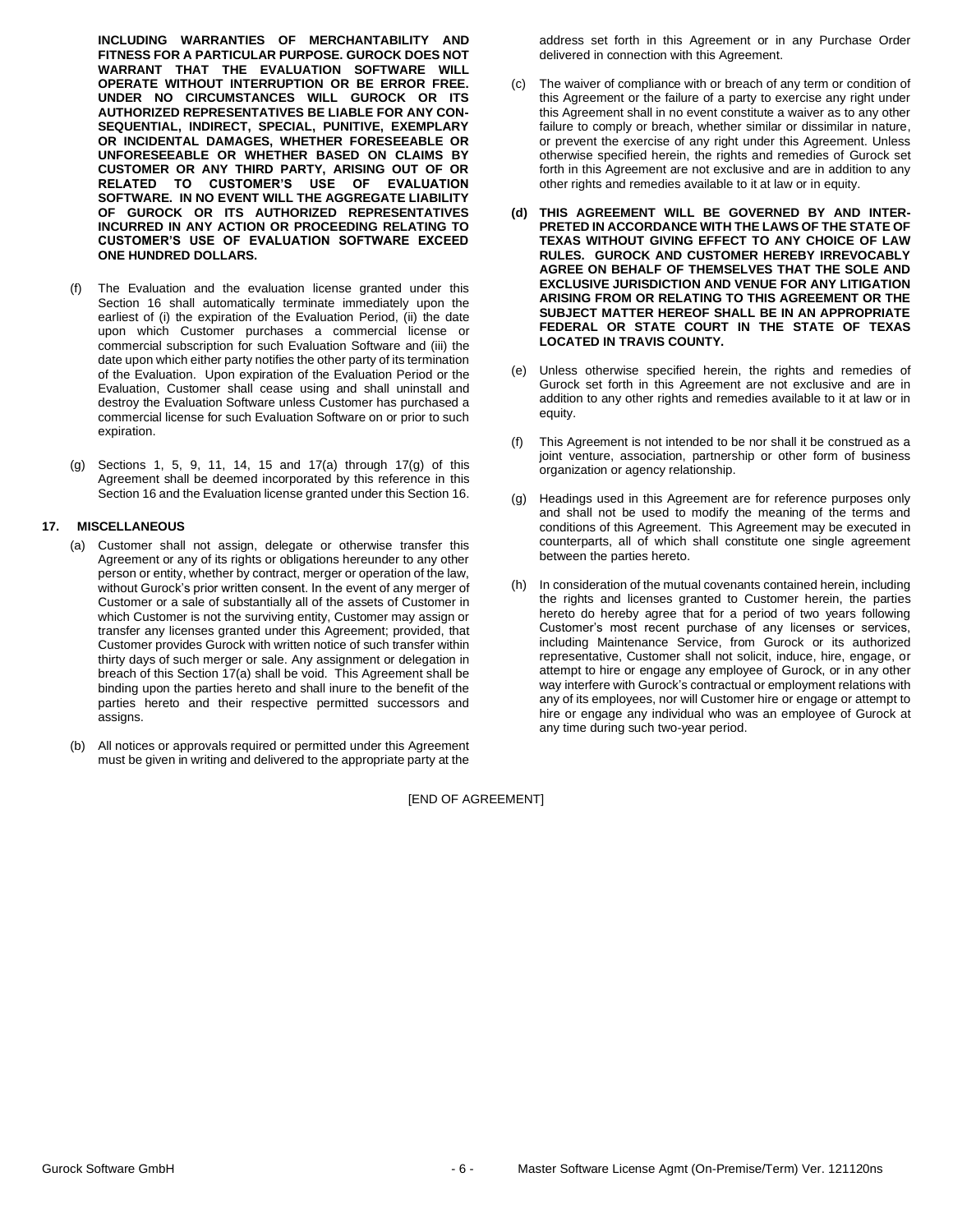**INCLUDING WARRANTIES OF MERCHANTABILITY AND FITNESS FOR A PARTICULAR PURPOSE. GUROCK DOES NOT WARRANT THAT THE EVALUATION SOFTWARE WILL OPERATE WITHOUT INTERRUPTION OR BE ERROR FREE. UNDER NO CIRCUMSTANCES WILL GUROCK OR ITS AUTHORIZED REPRESENTATIVES BE LIABLE FOR ANY CON-SEQUENTIAL, INDIRECT, SPECIAL, PUNITIVE, EXEMPLARY OR INCIDENTAL DAMAGES, WHETHER FORESEEABLE OR UNFORESEEABLE OR WHETHER BASED ON CLAIMS BY CUSTOMER OR ANY THIRD PARTY, ARISING OUT OF OR RELATED TO CUSTOMER'S USE OF EVALUATION SOFTWARE. IN NO EVENT WILL THE AGGREGATE LIABILITY OF GUROCK OR ITS AUTHORIZED REPRESENTATIVES INCURRED IN ANY ACTION OR PROCEEDING RELATING TO CUSTOMER'S USE OF EVALUATION SOFTWARE EXCEED ONE HUNDRED DOLLARS.**

(f) The Evaluation and the evaluation license granted under this Section 16 shall automatically terminate immediately upon the earliest of (i) the expiration of the Evaluation Period, (ii) the date upon which Customer purchases a commercial license or commercial subscription for such Evaluation Software and (iii) the date upon which either party notifies the other party of its termination of the Evaluation. Upon expiration of the Evaluation Period or the Evaluation, Customer shall cease using and shall uninstall and destroy the Evaluation Software unless Customer has purchased a commercial license for such Evaluation Software on or prior to such expiration.

(g) Sections 1, 5, 9, 11, 14, 15 and 17(a) through 17(g) of this Agreement shall be deemed incorporated by this reference in this Section 16 and the Evaluation license granted under this Section 16.

## 17. MISCELLANEOUS

(a) Customer shall not assign, delegate or otherwise transfer this Agreement or any of its rights or obligations hereunder to any other person or entity, whether by contract, merger or operation of the law, without Gurock's prior written consent. In the event of any merger of Customer or a sale of substantially all of the assets of Customer in which Customer is not the surviving entity, Customer may assign or transfer any licenses granted under this Agreement; provided, that Customer provides Gurock with written notice of such transfer within thirty days of such merger or sale. Any assignment or delegation in breach of this Section 17(a) shall be void. This Agreement shall be binding upon the parties hereto and shall inure to the benefit of the parties hereto and their respective permitted successors and assigns.

(b) All notices or approvals required or permitted under this Agreement must be given in writing and delivered to the appropriate party at the address set forth in this Agreement or in any Purchase Order delivered in connection with this Agreement.

(c) The waiver of compliance with or breach of any term or condition of this Agreement or the failure of a party to exercise any right under this Agreement shall in no event constitute a waiver as to any other failure to comply or breach, whether similar or dissimilar in nature, or prevent the exercise of any right under this Agreement. Unless otherwise specified herein, the rights and remedies of Gurock set forth in this Agreement are not exclusive and are in addition to any other rights and remedies available to it at law or in equity.

**(d) THIS AGREEMENT WILL BE GOVERNED BY AND INTER-PRETED IN ACCORDANCE WITH THE LAWS OF THE STATE OF TEXAS WITHOUT GIVING EFFECT TO ANY CHOICE OF LAW RULES. GUROCK AND CUSTOMER HEREBY IRREVOCABLY AGREE ON BEHALF OF THEMSELVES THAT THE SOLE AND EXCLUSIVE JURISDICTION AND VENUE FOR ANY LITIGATION ARISING FROM OR RELATING TO THIS AGREEMENT OR THE SUBJECT MATTER HEREOF SHALL BE IN AN APPROPRIATE FEDERAL OR STATE COURT IN THE STATE OF TEXAS LOCATED IN TRAVIS COUNTY.**

(e) Unless otherwise specified herein, the rights and remedies of Gurock set forth in this Agreement are not exclusive and are in addition to any other rights and remedies available to it at law or in equity.

(f) This Agreement is not intended to be nor shall it be construed as a joint venture, association, partnership or other form of business organization or agency relationship.

(g) Headings used in this Agreement are for reference purposes only and shall not be used to modify the meaning of the terms and conditions of this Agreement. This Agreement may be executed in counterparts, all of which shall constitute one single agreement between the parties hereto.

(h) In consideration of the mutual covenants contained herein, including the rights and licenses granted to Customer herein, the parties hereto do hereby agree that for a period of two years following Customer's most recent purchase of any licenses or services, including Maintenance Service, from Gurock or its authorized representative, Customer shall not solicit, induce, hire, engage, or attempt to hire or engage any employee of Gurock, or in any other way interfere with Gurock's contractual or employment relations with any of its employees, nor will Customer hire or engage or attempt to hire or engage any individual who was an employee of Gurock at any time during such two-year period.

[END OF AGREEMENT]